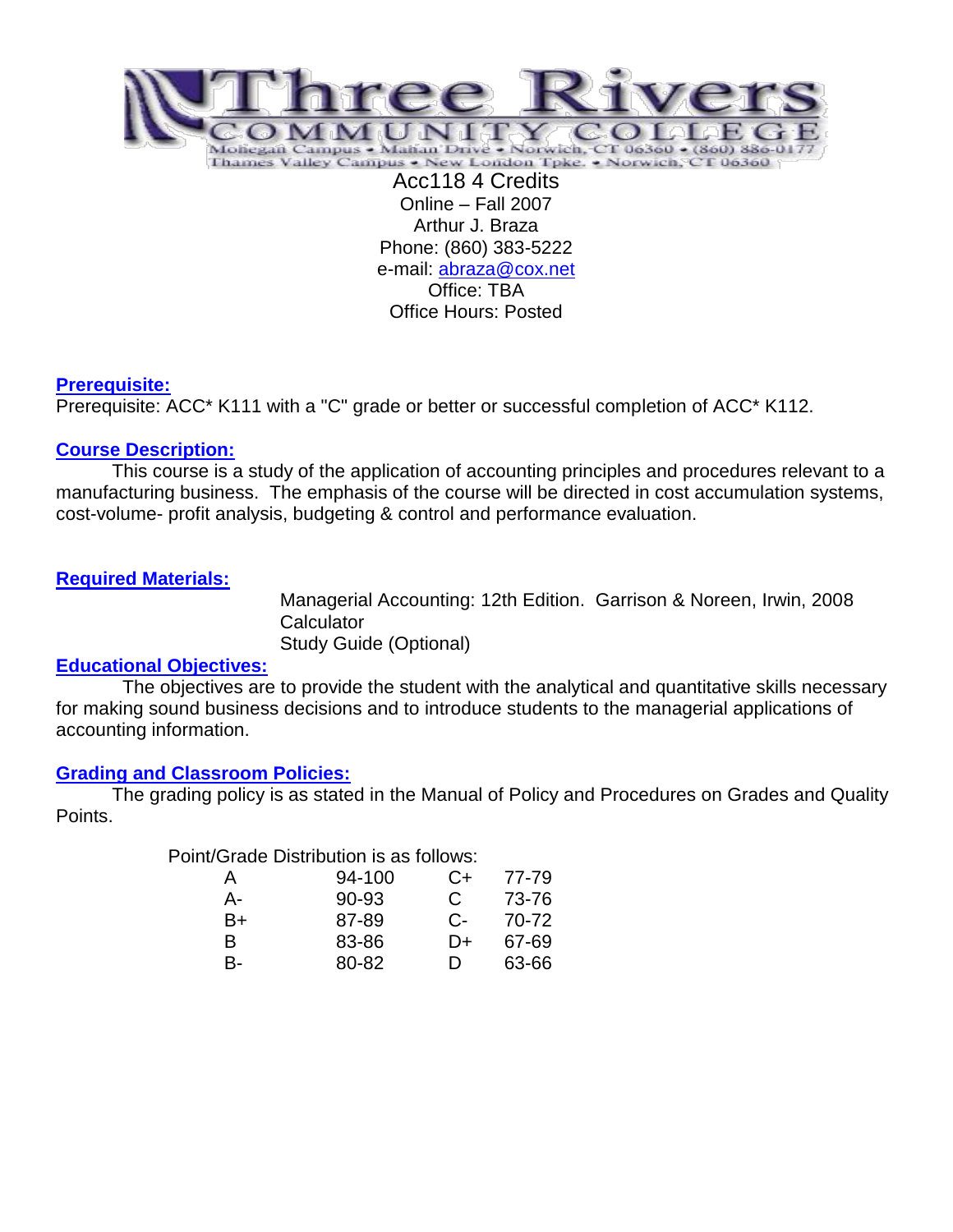# Three Rivers Community College

Mohegan Campus • Mahan Drive • Norwich, CT 06360 • (860) 886-0177
Thames Valley Campus • New London Tpke. • Norwich, CT 06360

Acc118 4 Credits
Online – Fall 2007
Arthur J. Braza
Phone: (860) 383-5222
e-mail: abraza@cox.net
Office: TBA
Office Hours: Posted

## Prerequisite:

Prerequisite: ACC* K111 with a "C" grade or better or successful completion of ACC* K112.

## Course Description:

This course is a study of the application of accounting principles and procedures relevant to a manufacturing business. The emphasis of the course will be directed in cost accumulation systems, cost-volume- profit analysis, budgeting & control and performance evaluation.

## Required Materials:

Managerial Accounting: 12th Edition. Garrison & Noreen, Irwin, 2008
Calculator
Study Guide (Optional)

## Educational Objectives:

The objectives are to provide the student with the analytical and quantitative skills necessary for making sound business decisions and to introduce students to the managerial applications of accounting information.

## Grading and Classroom Policies:

The grading policy is as stated in the Manual of Policy and Procedures on Grades and Quality Points.

Point/Grade Distribution is as follows:

| Grade | Points | Grade | Points |
|---|---|---|---|
| A | 94-100 | C+ | 77-79 |
| A- | 90-93 | C | 73-76 |
| B+ | 87-89 | C- | 70-72 |
| B | 83-86 | D+ | 67-69 |
| B- | 80-82 | D | 63-66 |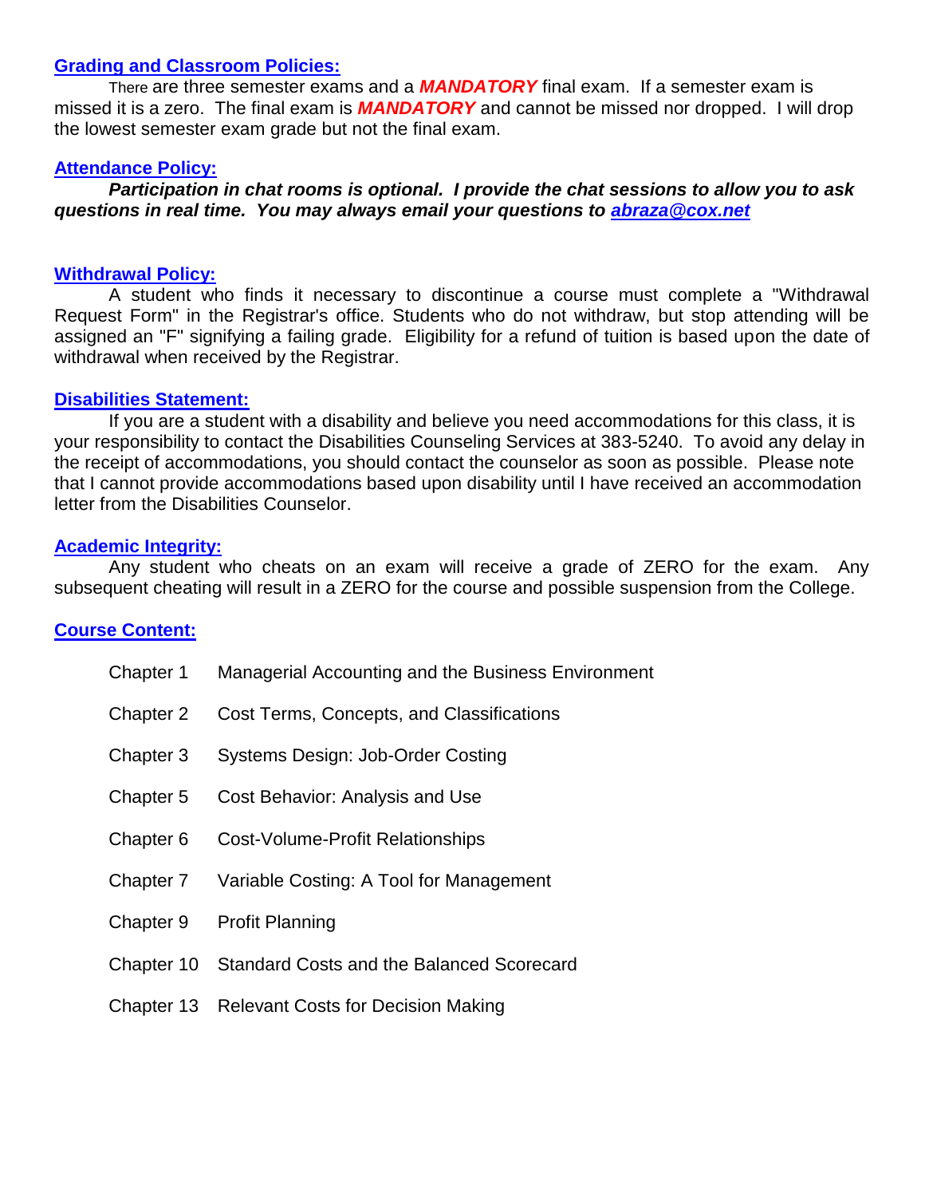## Grading and Classroom Policies:

There are three semester exams and a ***MANDATORY*** final exam. If a semester exam is missed it is a zero. The final exam is ***MANDATORY*** and cannot be missed nor dropped. I will drop the lowest semester exam grade but not the final exam.

## Attendance Policy:

***Participation in chat rooms is optional. I provide the chat sessions to allow you to ask questions in real time. You may always email your questions to abraza@cox.net***

## Withdrawal Policy:

A student who finds it necessary to discontinue a course must complete a "Withdrawal Request Form" in the Registrar's office. Students who do not withdraw, but stop attending will be assigned an "F" signifying a failing grade. Eligibility for a refund of tuition is based upon the date of withdrawal when received by the Registrar.

## Disabilities Statement:

If you are a student with a disability and believe you need accommodations for this class, it is your responsibility to contact the Disabilities Counseling Services at 383-5240. To avoid any delay in the receipt of accommodations, you should contact the counselor as soon as possible. Please note that I cannot provide accommodations based upon disability until I have received an accommodation letter from the Disabilities Counselor.

## Academic Integrity:

Any student who cheats on an exam will receive a grade of ZERO for the exam. Any subsequent cheating will result in a ZERO for the course and possible suspension from the College.

## Course Content:

| | |
|---|---|
| Chapter 1 | Managerial Accounting and the Business Environment |
| Chapter 2 | Cost Terms, Concepts, and Classifications |
| Chapter 3 | Systems Design: Job-Order Costing |
| Chapter 5 | Cost Behavior: Analysis and Use |
| Chapter 6 | Cost-Volume-Profit Relationships |
| Chapter 7 | Variable Costing: A Tool for Management |
| Chapter 9 | Profit Planning |
| Chapter 10 | Standard Costs and the Balanced Scorecard |
| Chapter 13 | Relevant Costs for Decision Making |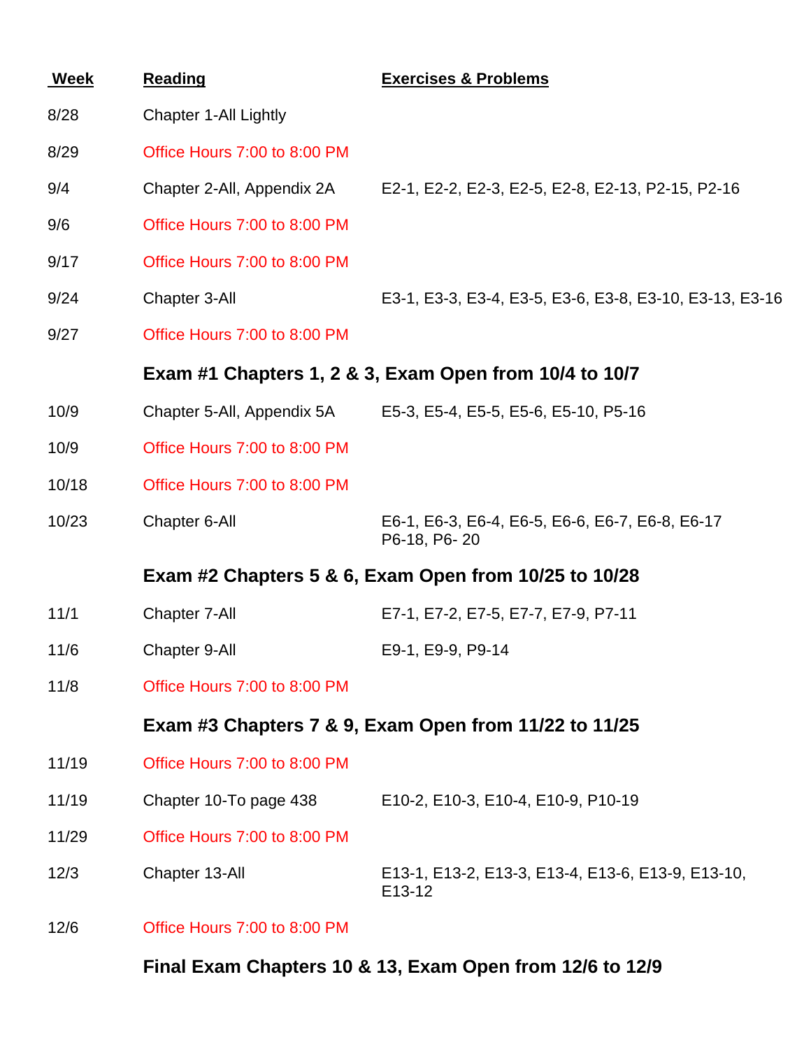| Week | Reading | Exercises & Problems |
|---|---|---|
| 8/28 | Chapter 1-All Lightly | |
| 8/29 | Office Hours 7:00 to 8:00 PM | |
| 9/4 | Chapter 2-All, Appendix 2A | E2-1, E2-2, E2-3, E2-5, E2-8, E2-13, P2-15, P2-16 |
| 9/6 | Office Hours 7:00 to 8:00 PM | |
| 9/17 | Office Hours 7:00 to 8:00 PM | |
| 9/24 | Chapter 3-All | E3-1, E3-3, E3-4, E3-5, E3-6, E3-8, E3-10, E3-13, E3-16 |
| 9/27 | Office Hours 7:00 to 8:00 PM | |
| | **Exam #1 Chapters 1, 2 & 3, Exam Open from 10/4 to 10/7** | |
| 10/9 | Chapter 5-All, Appendix 5A | E5-3, E5-4, E5-5, E5-6, E5-10, P5-16 |
| 10/9 | Office Hours 7:00 to 8:00 PM | |
| 10/18 | Office Hours 7:00 to 8:00 PM | |
| 10/23 | Chapter 6-All | E6-1, E6-3, E6-4, E6-5, E6-6, E6-7, E6-8, E6-17 P6-18, P6- 20 |
| | **Exam #2 Chapters 5 & 6, Exam Open from 10/25 to 10/28** | |
| 11/1 | Chapter 7-All | E7-1, E7-2, E7-5, E7-7, E7-9, P7-11 |
| 11/6 | Chapter 9-All | E9-1, E9-9, P9-14 |
| 11/8 | Office Hours 7:00 to 8:00 PM | |
| | **Exam #3 Chapters 7 & 9, Exam Open from 11/22 to 11/25** | |
| 11/19 | Office Hours 7:00 to 8:00 PM | |
| 11/19 | Chapter 10-To page 438 | E10-2, E10-3, E10-4, E10-9, P10-19 |
| 11/29 | Office Hours 7:00 to 8:00 PM | |
| 12/3 | Chapter 13-All | E13-1, E13-2, E13-3, E13-4, E13-6, E13-9, E13-10, E13-12 |
| 12/6 | Office Hours 7:00 to 8:00 PM | |
| | **Final Exam Chapters 10 & 13, Exam Open from 12/6 to 12/9** | |